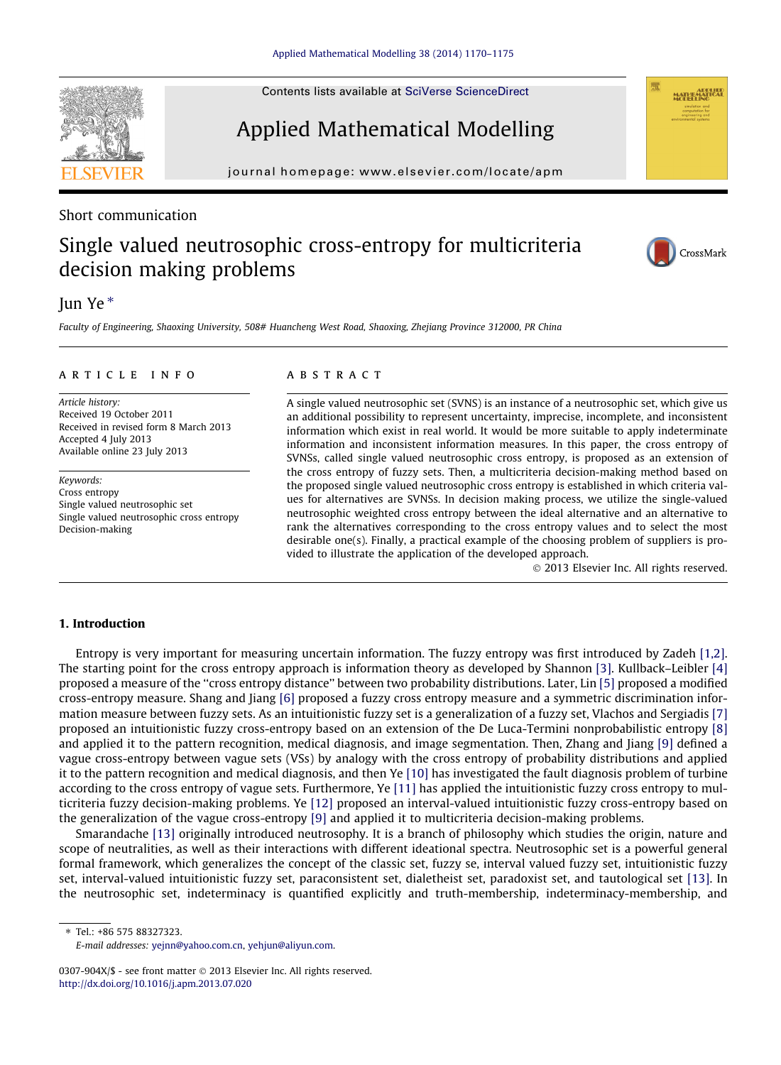Short communication

# Single valued neutrosophic cross-entropy for multicriteria decision making problems

Jun Ye *

*Faculty of Engineering, Shaoxing University, 508# Huancheng West Road, Shaoxing, Zhejiang Province 312000, PR China*

**ARTICLE INFO**

*Article history:*
Received 19 October 2011
Received in revised form 8 March 2013
Accepted 4 July 2013
Available online 23 July 2013

*Keywords:*
Cross entropy
Single valued neutrosophic set
Single valued neutrosophic cross entropy
Decision-making

**ABSTRACT**

A single valued neutrosophic set (SVNS) is an instance of a neutrosophic set, which give us an additional possibility to represent uncertainty, imprecise, incomplete, and inconsistent information which exist in real world. It would be more suitable to apply indeterminate information and inconsistent information measures. In this paper, the cross entropy of SVNSs, called single valued neutrosophic cross entropy, is proposed as an extension of the cross entropy of fuzzy sets. Then, a multicriteria decision-making method based on the proposed single valued neutrosophic cross entropy is established in which criteria values for alternatives are SVNSs. In decision making process, we utilize the single-valued neutrosophic weighted cross entropy between the ideal alternative and an alternative to rank the alternatives corresponding to the cross entropy values and to select the most desirable one(s). Finally, a practical example of the choosing problem of suppliers is provided to illustrate the application of the developed approach.

© 2013 Elsevier Inc. All rights reserved.

## 1. Introduction

Entropy is very important for measuring uncertain information. The fuzzy entropy was first introduced by Zadeh [1,2]. The starting point for the cross entropy approach is information theory as developed by Shannon [3]. Kullback–Leibler [4] proposed a measure of the "cross entropy distance" between two probability distributions. Later, Lin [5] proposed a modified cross-entropy measure. Shang and Jiang [6] proposed a fuzzy cross entropy measure and a symmetric discrimination information measure between fuzzy sets. As an intuitionistic fuzzy set is a generalization of a fuzzy set, Vlachos and Sergiadis [7] proposed an intuitionistic fuzzy cross-entropy based on an extension of the De Luca-Termini nonprobabilistic entropy [8] and applied it to the pattern recognition, medical diagnosis, and image segmentation. Then, Zhang and Jiang [9] defined a vague cross-entropy between vague sets (VSs) by analogy with the cross entropy of probability distributions and applied it to the pattern recognition and medical diagnosis, and then Ye [10] has investigated the fault diagnosis problem of turbine according to the cross entropy of vague sets. Furthermore, Ye [11] has applied the intuitionistic fuzzy cross entropy to multicriteria fuzzy decision-making problems. Ye [12] proposed an interval-valued intuitionistic fuzzy cross-entropy based on the generalization of the vague cross-entropy [9] and applied it to multicriteria decision-making problems.

Smarandache [13] originally introduced neutrosophy. It is a branch of philosophy which studies the origin, nature and scope of neutralities, as well as their interactions with different ideational spectra. Neutrosophic set is a powerful general formal framework, which generalizes the concept of the classic set, fuzzy se, interval valued fuzzy set, intuitionistic fuzzy set, interval-valued intuitionistic fuzzy set, paraconsistent set, dialetheist set, paradoxist set, and tautological set [13]. In the neutrosophic set, indeterminacy is quantified explicitly and truth-membership, indeterminacy-membership, and

* Tel.: +86 575 88327323.
*E-mail addresses:* yejnn@yahoo.com.cn, yehjun@aliyun.com.

0307-904X/$ - see front matter © 2013 Elsevier Inc. All rights reserved.
http://dx.doi.org/10.1016/j.apm.2013.07.020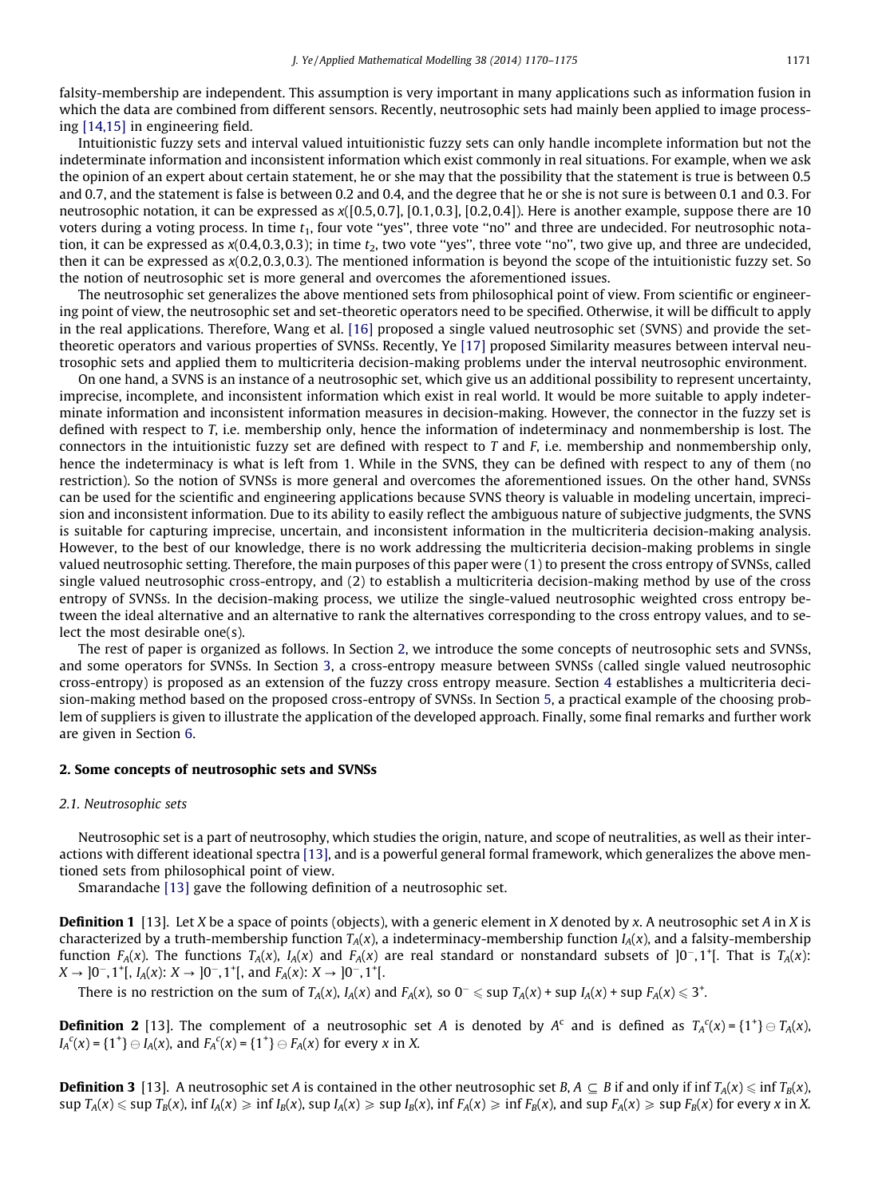falsity-membership are independent. This assumption is very important in many applications such as information fusion in which the data are combined from different sensors. Recently, neutrosophic sets had mainly been applied to image processing [14,15] in engineering field.

Intuitionistic fuzzy sets and interval valued intuitionistic fuzzy sets can only handle incomplete information but not the indeterminate information and inconsistent information which exist commonly in real situations. For example, when we ask the opinion of an expert about certain statement, he or she may that the possibility that the statement is true is between 0.5 and 0.7, and the statement is false is between 0.2 and 0.4, and the degree that he or she is not sure is between 0.1 and 0.3. For neutrosophic notation, it can be expressed as $x([0.5,0.7],[0.1,0.3],[0.2,0.4])$. Here is another example, suppose there are 10 voters during a voting process. In time $t_1$, four vote "yes", three vote "no" and three are undecided. For neutrosophic notation, it can be expressed as $x(0.4,0.3,0.3)$; in time $t_2$, two vote "yes", three vote "no", two give up, and three are undecided, then it can be expressed as $x(0.2,0.3,0.3)$. The mentioned information is beyond the scope of the intuitionistic fuzzy set. So the notion of neutrosophic set is more general and overcomes the aforementioned issues.

The neutrosophic set generalizes the above mentioned sets from philosophical point of view. From scientific or engineering point of view, the neutrosophic set and set-theoretic operators need to be specified. Otherwise, it will be difficult to apply in the real applications. Therefore, Wang et al. [16] proposed a single valued neutrosophic set (SVNS) and provide the set-theoretic operators and various properties of SVNSs. Recently, Ye [17] proposed Similarity measures between interval neutrosophic sets and applied them to multicriteria decision-making problems under the interval neutrosophic environment.

On one hand, a SVNS is an instance of a neutrosophic set, which give us an additional possibility to represent uncertainty, imprecise, incomplete, and inconsistent information which exist in real world. It would be more suitable to apply indeterminate information and inconsistent information measures in decision-making. However, the connector in the fuzzy set is defined with respect to $T$, i.e. membership only, hence the information of indeterminacy and nonmembership is lost. The connectors in the intuitionistic fuzzy set are defined with respect to $T$ and $F$, i.e. membership and nonmembership only, hence the indeterminacy is what is left from 1. While in the SVNS, they can be defined with respect to any of them (no restriction). So the notion of SVNSs is more general and overcomes the aforementioned issues. On the other hand, SVNSs can be used for the scientific and engineering applications because SVNS theory is valuable in modeling uncertain, imprecision and inconsistent information. Due to its ability to easily reflect the ambiguous nature of subjective judgments, the SVNS is suitable for capturing imprecise, uncertain, and inconsistent information in the multicriteria decision-making analysis. However, to the best of our knowledge, there is no work addressing the multicriteria decision-making problems in single valued neutrosophic setting. Therefore, the main purposes of this paper were (1) to present the cross entropy of SVNSs, called single valued neutrosophic cross-entropy, and (2) to establish a multicriteria decision-making method by use of the cross entropy of SVNSs. In the decision-making process, we utilize the single-valued neutrosophic weighted cross entropy between the ideal alternative and an alternative to rank the alternatives corresponding to the cross entropy values, and to select the most desirable one(s).

The rest of paper is organized as follows. In Section 2, we introduce the some concepts of neutrosophic sets and SVNSs, and some operators for SVNSs. In Section 3, a cross-entropy measure between SVNSs (called single valued neutrosophic cross-entropy) is proposed as an extension of the fuzzy cross entropy measure. Section 4 establishes a multicriteria decision-making method based on the proposed cross-entropy of SVNSs. In Section 5, a practical example of the choosing problem of suppliers is given to illustrate the application of the developed approach. Finally, some final remarks and further work are given in Section 6.

## 2. Some concepts of neutrosophic sets and SVNSs

### 2.1. Neutrosophic sets

Neutrosophic set is a part of neutrosophy, which studies the origin, nature, and scope of neutralities, as well as their interactions with different ideational spectra [13], and is a powerful general formal framework, which generalizes the above mentioned sets from philosophical point of view.

Smarandache [13] gave the following definition of a neutrosophic set.

**Definition 1** [13]. Let $X$ be a space of points (objects), with a generic element in $X$ denoted by $x$. A neutrosophic set $A$ in $X$ is characterized by a truth-membership function $T_A(x)$, a indeterminacy-membership function $I_A(x)$, and a falsity-membership function $F_A(x)$. The functions $T_A(x)$, $I_A(x)$ and $F_A(x)$ are real standard or nonstandard subsets of $]0^-,1^+[$. That is $T_A(x)$: $X \to ]0^-,1^+[$, $I_A(x)$: $X \to ]0^-,1^+[$, and $F_A(x)$: $X \to ]0^-,1^+[$.

There is no restriction on the sum of $T_A(x)$, $I_A(x)$ and $F_A(x)$, so $0^- \leqslant \sup T_A(x) + \sup I_A(x) + \sup F_A(x) \leqslant 3^+$.

**Definition 2** [13]. The complement of a neutrosophic set $A$ is denoted by $A^c$ and is defined as $T_A{}^c(x) = \{1^+\} \ominus T_A(x)$, $I_A{}^c(x) = \{1^+\} \ominus I_A(x)$, and $F_A{}^c(x) = \{1^+\} \ominus F_A(x)$ for every $x$ in $X$.

**Definition 3** [13]. A neutrosophic set $A$ is contained in the other neutrosophic set $B$, $A \subseteq B$ if and only if $\inf T_A(x) \leqslant \inf T_B(x)$, $\sup T_A(x) \leqslant \sup T_B(x)$, $\inf I_A(x) \geqslant \inf I_B(x)$, $\sup I_A(x) \geqslant \sup I_B(x)$, $\inf F_A(x) \geqslant \inf F_B(x)$, and $\sup F_A(x) \geqslant \sup F_B(x)$ for every $x$ in $X$.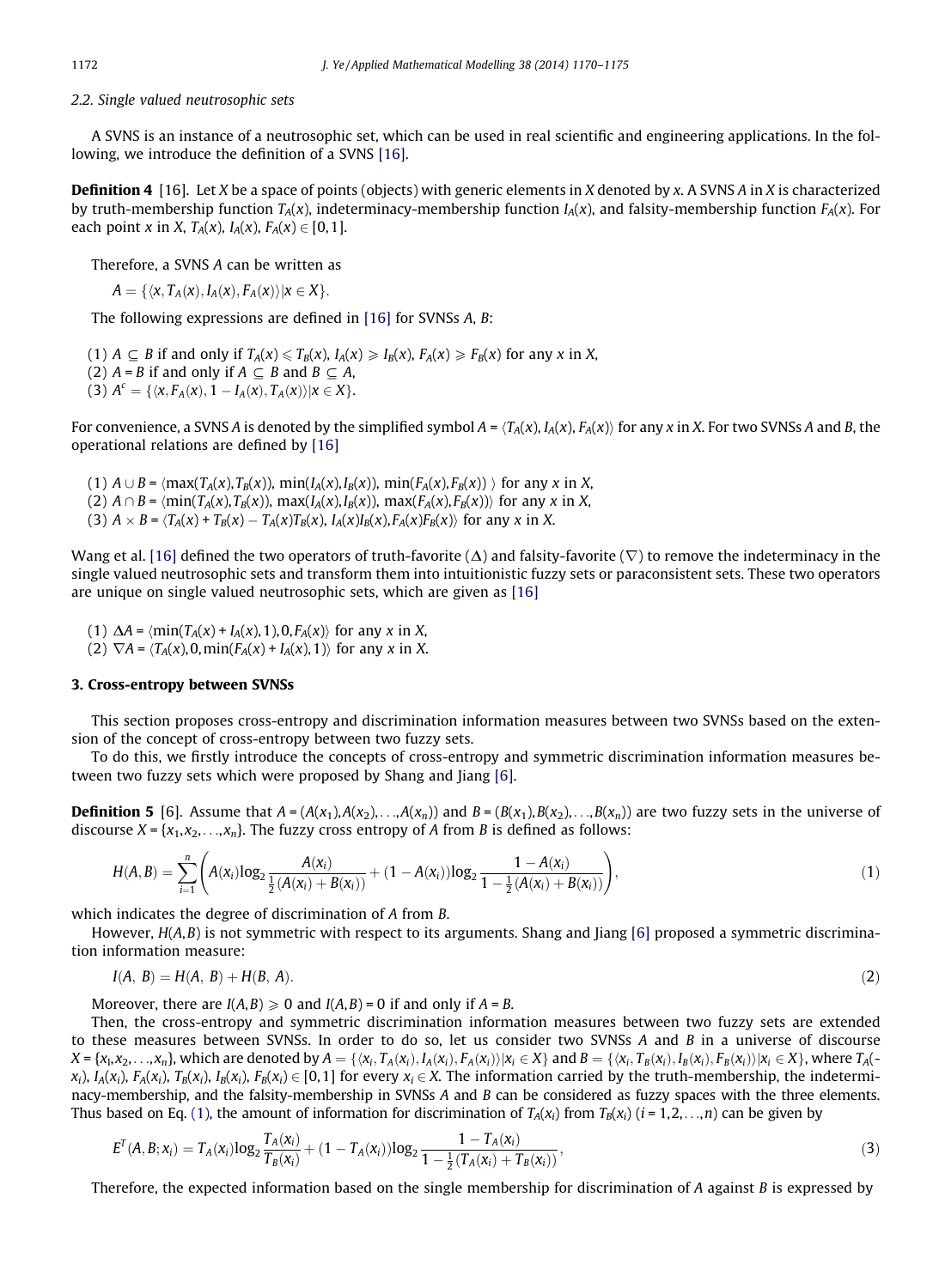### 2.2. Single valued neutrosophic sets

A SVNS is an instance of a neutrosophic set, which can be used in real scientific and engineering applications. In the following, we introduce the definition of a SVNS [16].

**Definition 4** [16]. Let $X$ be a space of points (objects) with generic elements in $X$ denoted by $x$. A SVNS $A$ in $X$ is characterized by truth-membership function $T_A(x)$, indeterminacy-membership function $I_A(x)$, and falsity-membership function $F_A(x)$. For each point $x$ in $X$, $T_A(x)$, $I_A(x)$, $F_A(x) \in [0,1]$.

Therefore, a SVNS $A$ can be written as

$$A = \{\langle x, T_A(x), I_A(x), F_A(x)\rangle | x \in X\}.$$

The following expressions are defined in [16] for SVNSs $A$, $B$:

(1) $A \subseteq B$ if and only if $T_A(x) \leqslant T_B(x)$, $I_A(x) \geqslant I_B(x)$, $F_A(x) \geqslant F_B(x)$ for any $x$ in $X$,
(2) $A = B$ if and only if $A \subseteq B$ and $B \subseteq A$,
(3) $A^c = \{\langle x, F_A(x), 1 - I_A(x), T_A(x)\rangle | x \in X\}$.

For convenience, a SVNS $A$ is denoted by the simplified symbol $A = \langle T_A(x), I_A(x), F_A(x)\rangle$ for any $x$ in $X$. For two SVNSs $A$ and $B$, the operational relations are defined by [16]

(1) $A \cup B = \langle \max(T_A(x),T_B(x)), \min(I_A(x),I_B(x)), \min(F_A(x),F_B(x)) \rangle$ for any $x$ in $X$,
(2) $A \cap B = \langle \min(T_A(x),T_B(x)), \max(I_A(x),I_B(x)), \max(F_A(x),F_B(x))\rangle$ for any $x$ in $X$,
(3) $A \times B = \langle T_A(x) + T_B(x) - T_A(x)T_B(x), I_A(x)I_B(x), F_A(x)F_B(x)\rangle$ for any $x$ in $X$.

Wang et al. [16] defined the two operators of truth-favorite ($\Delta$) and falsity-favorite ($\nabla$) to remove the indeterminacy in the single valued neutrosophic sets and transform them into intuitionistic fuzzy sets or paraconsistent sets. These two operators are unique on single valued neutrosophic sets, which are given as [16]

(1) $\Delta A = \langle \min(T_A(x) + I_A(x), 1), 0, F_A(x)\rangle$ for any $x$ in $X$,
(2) $\nabla A = \langle T_A(x), 0, \min(F_A(x) + I_A(x), 1)\rangle$ for any $x$ in $X$.

## 3. Cross-entropy between SVNSs

This section proposes cross-entropy and discrimination information measures between two SVNSs based on the extension of the concept of cross-entropy between two fuzzy sets.

To do this, we firstly introduce the concepts of cross-entropy and symmetric discrimination information measures between two fuzzy sets which were proposed by Shang and Jiang [6].

**Definition 5** [6]. Assume that $A = (A(x_1), A(x_2), \ldots, A(x_n))$ and $B = (B(x_1), B(x_2), \ldots, B(x_n))$ are two fuzzy sets in the universe of discourse $X = \{x_1, x_2, \ldots, x_n\}$. The fuzzy cross entropy of $A$ from $B$ is defined as follows:

$$H(A,B) = \sum_{i=1}^{n}\left(A(x_i)\log_2\frac{A(x_i)}{\frac{1}{2}(A(x_i)+B(x_i))} + (1-A(x_i))\log_2\frac{1-A(x_i)}{1-\frac{1}{2}(A(x_i)+B(x_i))}\right), \tag{1}$$

which indicates the degree of discrimination of $A$ from $B$.

However, $H(A,B)$ is not symmetric with respect to its arguments. Shang and Jiang [6] proposed a symmetric discrimination information measure:

$$I(A,\ B) = H(A,\ B) + H(B,\ A). \tag{2}$$

Moreover, there are $I(A,B) \geqslant 0$ and $I(A,B) = 0$ if and only if $A = B$.

Then, the cross-entropy and symmetric discrimination information measures between two fuzzy sets are extended to these measures between SVNSs. In order to do so, let us consider two SVNSs $A$ and $B$ in a universe of discourse $X = \{x_1, x_2, \ldots, x_n\}$, which are denoted by $A = \{\langle x_i, T_A(x_i), I_A(x_i), F_A(x_i)\rangle | x_i \in X\}$ and $B = \{\langle x_i, T_B(x_i), I_B(x_i), F_B(x_i)\rangle | x_i \in X\}$, where $T_A(x_i)$, $I_A(x_i)$, $F_A(x_i)$, $T_B(x_i)$, $I_B(x_i)$, $F_B(x_i) \in [0,1]$ for every $x_i \in X$. The information carried by the truth-membership, the indeterminacy-membership, and the falsity-membership in SVNSs $A$ and $B$ can be considered as fuzzy spaces with the three elements. Thus based on Eq. (1), the amount of information for discrimination of $T_A(x_i)$ from $T_B(x_i)$ ($i = 1, 2, \ldots, n$) can be given by

$$E^T(A,B;x_i) = T_A(x_i)\log_2\frac{T_A(x_i)}{T_B(x_i)} + (1-T_A(x_i))\log_2\frac{1-T_A(x_i)}{1-\frac{1}{2}(T_A(x_i)+T_B(x_i))}, \tag{3}$$

Therefore, the expected information based on the single membership for discrimination of $A$ against $B$ is expressed by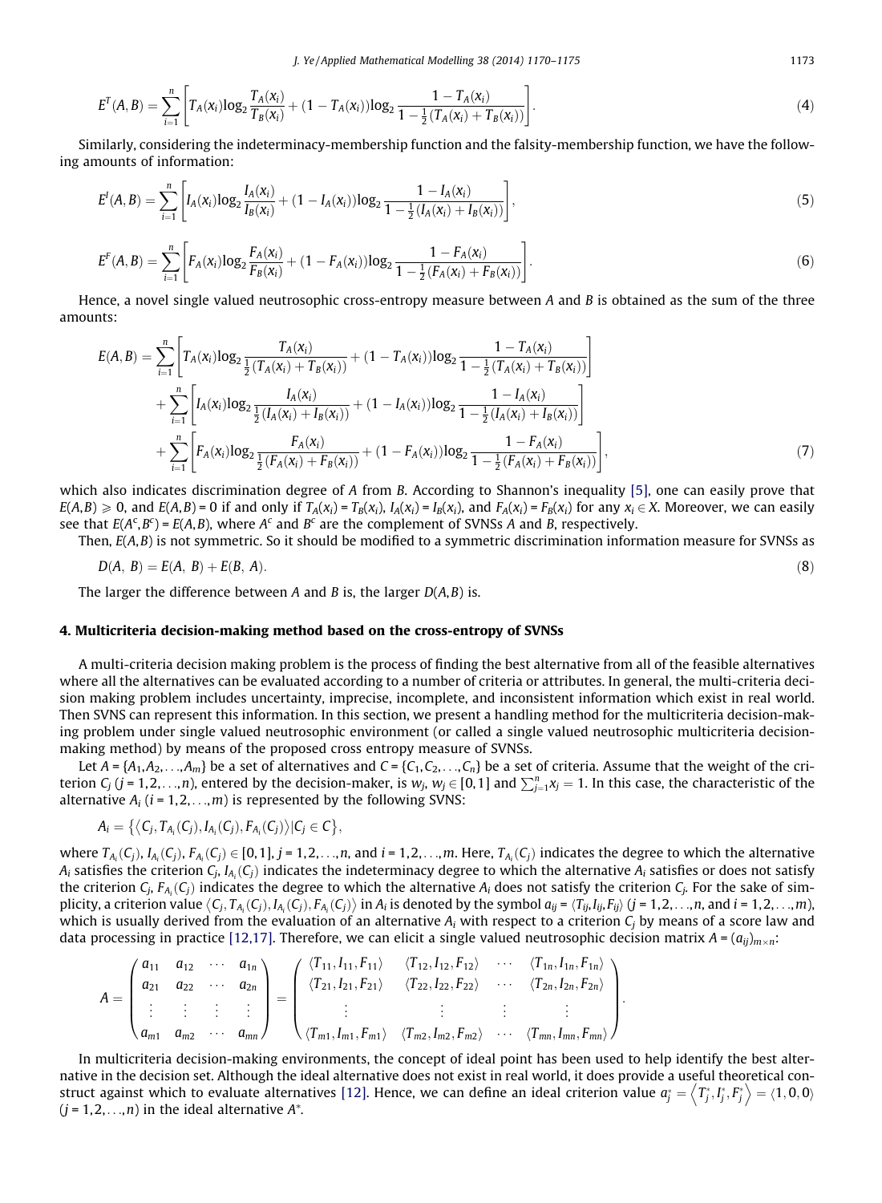$$E^T(A,B) = \sum_{i=1}^{n}\left[T_A(x_i)\log_2\frac{T_A(x_i)}{T_B(x_i)} + (1 - T_A(x_i))\log_2\frac{1 - T_A(x_i)}{1 - \frac{1}{2}(T_A(x_i) + T_B(x_i))}\right]. \tag{4}$$

Similarly, considering the indeterminacy-membership function and the falsity-membership function, we have the following amounts of information:

$$E^I(A,B) = \sum_{i=1}^{n}\left[I_A(x_i)\log_2\frac{I_A(x_i)}{I_B(x_i)} + (1 - I_A(x_i))\log_2\frac{1 - I_A(x_i)}{1 - \frac{1}{2}(I_A(x_i) + I_B(x_i))}\right], \tag{5}$$

$$E^F(A,B) = \sum_{i=1}^{n}\left[F_A(x_i)\log_2\frac{F_A(x_i)}{F_B(x_i)} + (1 - F_A(x_i))\log_2\frac{1 - F_A(x_i)}{1 - \frac{1}{2}(F_A(x_i) + F_B(x_i))}\right]. \tag{6}$$

Hence, a novel single valued neutrosophic cross-entropy measure between $A$ and $B$ is obtained as the sum of the three amounts:

$$\begin{aligned}
E(A,B) = &\sum_{i=1}^{n}\left[T_A(x_i)\log_2\frac{T_A(x_i)}{\frac{1}{2}(T_A(x_i) + T_B(x_i))} + (1 - T_A(x_i))\log_2\frac{1 - T_A(x_i)}{1 - \frac{1}{2}(T_A(x_i) + T_B(x_i))}\right] \\
&+ \sum_{i=1}^{n}\left[I_A(x_i)\log_2\frac{I_A(x_i)}{\frac{1}{2}(I_A(x_i) + I_B(x_i))} + (1 - I_A(x_i))\log_2\frac{1 - I_A(x_i)}{1 - \frac{1}{2}(I_A(x_i) + I_B(x_i))}\right] \\
&+ \sum_{i=1}^{n}\left[F_A(x_i)\log_2\frac{F_A(x_i)}{\frac{1}{2}(F_A(x_i) + F_B(x_i))} + (1 - F_A(x_i))\log_2\frac{1 - F_A(x_i)}{1 - \frac{1}{2}(F_A(x_i) + F_B(x_i))}\right],
\end{aligned} \tag{7}$$

which also indicates discrimination degree of $A$ from $B$. According to Shannon's inequality [5], one can easily prove that $E(A,B) \geqslant 0$, and $E(A,B) = 0$ if and only if $T_A(x_i) = T_B(x_i)$, $I_A(x_i) = I_B(x_i)$, and $F_A(x_i) = F_B(x_i)$ for any $x_i \in X$. Moreover, we can easily see that $E(A^c,B^c) = E(A,B)$, where $A^c$ and $B^c$ are the complement of SVNSs $A$ and $B$, respectively.

Then, $E(A,B)$ is not symmetric. So it should be modified to a symmetric discrimination information measure for SVNSs as

$$D(A,\ B) = E(A,\ B) + E(B,\ A). \tag{8}$$

The larger the difference between $A$ and $B$ is, the larger $D(A,B)$ is.

## 4. Multicriteria decision-making method based on the cross-entropy of SVNSs

A multi-criteria decision making problem is the process of finding the best alternative from all of the feasible alternatives where all the alternatives can be evaluated according to a number of criteria or attributes. In general, the multi-criteria decision making problem includes uncertainty, imprecise, incomplete, and inconsistent information which exist in real world. Then SVNS can represent this information. In this section, we present a handling method for the multicriteria decision-making problem under single valued neutrosophic environment (or called a single valued neutrosophic multicriteria decision-making method) by means of the proposed cross entropy measure of SVNSs.

Let $A = \{A_1,A_2,\ldots,A_m\}$ be a set of alternatives and $C = \{C_1,C_2,\ldots,C_n\}$ be a set of criteria. Assume that the weight of the criterion $C_j$ ($j = 1,2,\ldots,n$), entered by the decision-maker, is $w_j$, $w_j \in [0,1]$ and $\sum_{j=1}^{n}x_j = 1$. In this case, the characteristic of the alternative $A_i$ ($i = 1,2,\ldots,m$) is represented by the following SVNS:

$$A_i = \left\{\left\langle C_j, T_{A_i}(C_j), I_{A_i}(C_j), F_{A_i}(C_j)\right\rangle | C_j \in C\right\},$$

where $T_{A_i}(C_j)$, $I_{A_i}(C_j)$, $F_{A_i}(C_j) \in [0,1]$, $j = 1,2,\ldots,n$, and $i = 1,2,\ldots,m$. Here, $T_{A_i}(C_j)$ indicates the degree to which the alternative $A_i$ satisfies the criterion $C_j$, $I_{A_i}(C_j)$ indicates the indeterminacy degree to which the alternative $A_i$ satisfies or does not satisfy the criterion $C_j$, $F_{A_i}(C_j)$ indicates the degree to which the alternative $A_i$ does not satisfy the criterion $C_j$. For the sake of simplicity, a criterion value $\left\langle C_j, T_{A_i}(C_j), I_{A_i}(C_j), F_{A_i}(C_j)\right\rangle$ in $A_i$ is denoted by the symbol $a_{ij} = \langle T_{ij}, I_{ij}, F_{ij}\rangle$ ($j = 1,2,\ldots,n$, and $i = 1,2,\ldots,m$), which is usually derived from the evaluation of an alternative $A_i$ with respect to a criterion $C_j$ by means of a score law and data processing in practice [12,17]. Therefore, we can elicit a single valued neutrosophic decision matrix $A = (a_{ij})_{m\times n}$:

$$A = \begin{pmatrix} a_{11} & a_{12} & \cdots & a_{1n} \\ a_{21} & a_{22} & \cdots & a_{2n} \\ \vdots & \vdots & \vdots & \vdots \\ a_{m1} & a_{m2} & \cdots & a_{mn} \end{pmatrix} = \begin{pmatrix} \langle T_{11}, I_{11}, F_{11}\rangle & \langle T_{12}, I_{12}, F_{12}\rangle & \cdots & \langle T_{1n}, I_{1n}, F_{1n}\rangle \\ \langle T_{21}, I_{21}, F_{21}\rangle & \langle T_{22}, I_{22}, F_{22}\rangle & \cdots & \langle T_{2n}, I_{2n}, F_{2n}\rangle \\ \vdots & \vdots & \vdots & \vdots \\ \langle T_{m1}, I_{m1}, F_{m1}\rangle & \langle T_{m2}, I_{m2}, F_{m2}\rangle & \cdots & \langle T_{mn}, I_{mn}, F_{mn}\rangle \end{pmatrix}.$$

In multicriteria decision-making environments, the concept of ideal point has been used to help identify the best alternative in the decision set. Although the ideal alternative does not exist in real world, it does provide a useful theoretical construct against which to evaluate alternatives [12]. Hence, we can define an ideal criterion value $a_j^* = \left\langle T_j^*, I_j^*, F_j^*\right\rangle = \langle 1,0,0\rangle$ ($j = 1,2,\ldots,n$) in the ideal alternative $A^*$.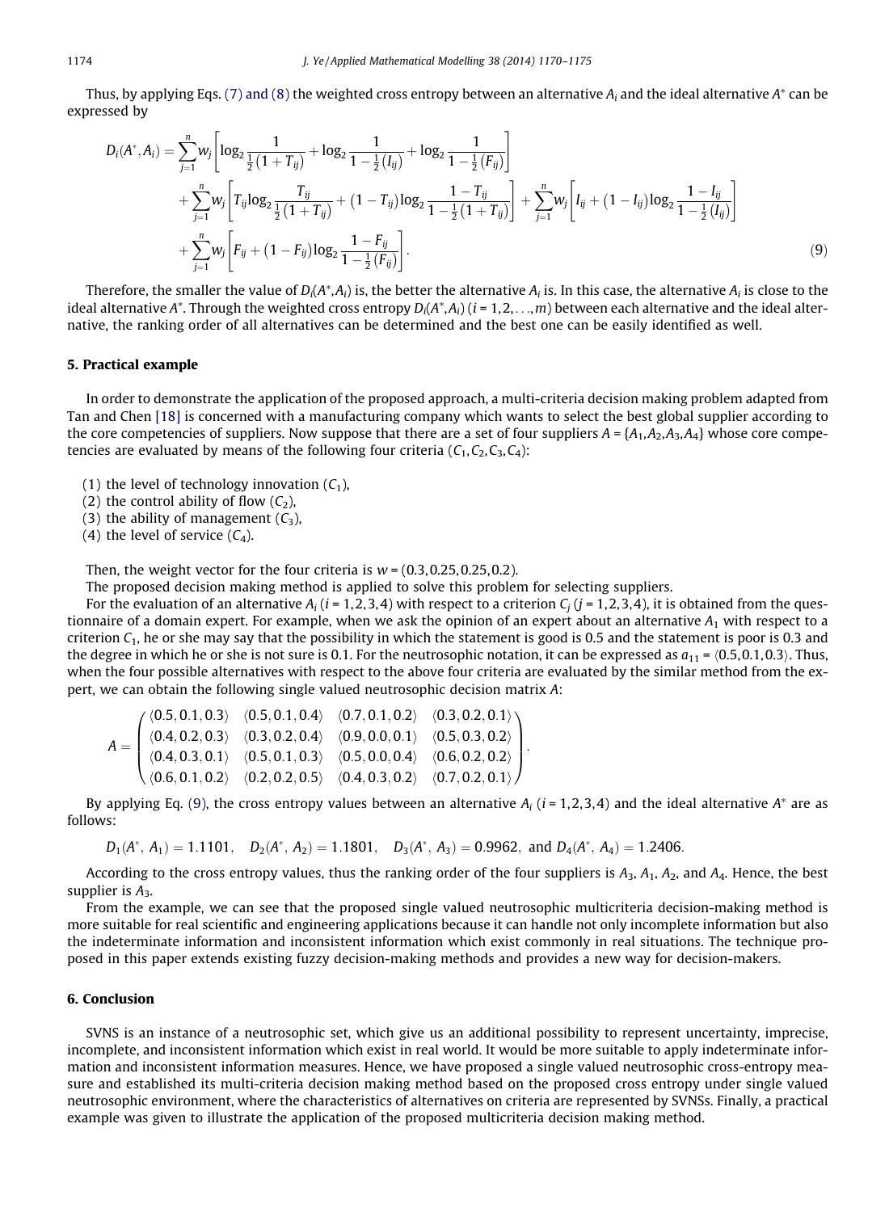Thus, by applying Eqs. (7) and (8) the weighted cross entropy between an alternative $A_i$ and the ideal alternative $A^*$ can be expressed by

$$
\begin{aligned}
D_i(A^*, A_i) = & \sum_{j=1}^{n} w_j \left[ \log_2 \frac{1}{\frac{1}{2}(1+T_{ij})} + \log_2 \frac{1}{1-\frac{1}{2}(I_{ij})} + \log_2 \frac{1}{1-\frac{1}{2}(F_{ij})} \right] \\
& + \sum_{j=1}^{n} w_j \left[ T_{ij} \log_2 \frac{T_{ij}}{\frac{1}{2}(1+T_{ij})} + (1-T_{ij}) \log_2 \frac{1-T_{ij}}{1-\frac{1}{2}(1+T_{ij})} \right] + \sum_{j=1}^{n} w_j \left[ I_{ij} + (1-I_{ij}) \log_2 \frac{1-I_{ij}}{1-\frac{1}{2}(I_{ij})} \right] \\
& + \sum_{j=1}^{n} w_j \left[ F_{ij} + (1-F_{ij}) \log_2 \frac{1-F_{ij}}{1-\frac{1}{2}(F_{ij})} \right].
\end{aligned} \tag{9}
$$

Therefore, the smaller the value of $D_i(A^*, A_i)$ is, the better the alternative $A_i$ is. In this case, the alternative $A_i$ is close to the ideal alternative $A^*$. Through the weighted cross entropy $D_i(A^*, A_i)$ ($i = 1, 2, \ldots, m$) between each alternative and the ideal alternative, the ranking order of all alternatives can be determined and the best one can be easily identified as well.

## 5. Practical example

In order to demonstrate the application of the proposed approach, a multi-criteria decision making problem adapted from Tan and Chen [18] is concerned with a manufacturing company which wants to select the best global supplier according to the core competencies of suppliers. Now suppose that there are a set of four suppliers $A = \{A_1, A_2, A_3, A_4\}$ whose core competencies are evaluated by means of the following four criteria ($C_1, C_2, C_3, C_4$):

(1) the level of technology innovation ($C_1$),
(2) the control ability of flow ($C_2$),
(3) the ability of management ($C_3$),
(4) the level of service ($C_4$).

Then, the weight vector for the four criteria is $w = (0.3, 0.25, 0.25, 0.2)$.

The proposed decision making method is applied to solve this problem for selecting suppliers.

For the evaluation of an alternative $A_i$ ($i = 1, 2, 3, 4$) with respect to a criterion $C_j$ ($j = 1, 2, 3, 4$), it is obtained from the questionnaire of a domain expert. For example, when we ask the opinion of an expert about an alternative $A_1$ with respect to a criterion $C_1$, he or she may say that the possibility in which the statement is good is 0.5 and the statement is poor is 0.3 and the degree in which he or she is not sure is 0.1. For the neutrosophic notation, it can be expressed as $a_{11} = \langle 0.5, 0.1, 0.3 \rangle$. Thus, when the four possible alternatives with respect to the above four criteria are evaluated by the similar method from the expert, we can obtain the following single valued neutrosophic decision matrix $A$:

$$
A = \begin{pmatrix}
\langle 0.5, 0.1, 0.3 \rangle & \langle 0.5, 0.1, 0.4 \rangle & \langle 0.7, 0.1, 0.2 \rangle & \langle 0.3, 0.2, 0.1 \rangle \\
\langle 0.4, 0.2, 0.3 \rangle & \langle 0.3, 0.2, 0.4 \rangle & \langle 0.9, 0.0, 0.1 \rangle & \langle 0.5, 0.3, 0.2 \rangle \\
\langle 0.4, 0.3, 0.1 \rangle & \langle 0.5, 0.1, 0.3 \rangle & \langle 0.5, 0.0, 0.4 \rangle & \langle 0.6, 0.2, 0.2 \rangle \\
\langle 0.6, 0.1, 0.2 \rangle & \langle 0.2, 0.2, 0.5 \rangle & \langle 0.4, 0.3, 0.2 \rangle & \langle 0.7, 0.2, 0.1 \rangle
\end{pmatrix}.
$$

By applying Eq. (9), the cross entropy values between an alternative $A_i$ ($i = 1, 2, 3, 4$) and the ideal alternative $A^*$ are as follows:

$$
D_1(A^*, A_1) = 1.1101, \quad D_2(A^*, A_2) = 1.1801, \quad D_3(A^*, A_3) = 0.9962, \text{ and } D_4(A^*, A_4) = 1.2406.
$$

According to the cross entropy values, thus the ranking order of the four suppliers is $A_3$, $A_1$, $A_2$, and $A_4$. Hence, the best supplier is $A_3$.

From the example, we can see that the proposed single valued neutrosophic multicriteria decision-making method is more suitable for real scientific and engineering applications because it can handle not only incomplete information but also the indeterminate information and inconsistent information which exist commonly in real situations. The technique proposed in this paper extends existing fuzzy decision-making methods and provides a new way for decision-makers.

## 6. Conclusion

SVNS is an instance of a neutrosophic set, which give us an additional possibility to represent uncertainty, imprecise, incomplete, and inconsistent information which exist in real world. It would be more suitable to apply indeterminate information and inconsistent information measures. Hence, we have proposed a single valued neutrosophic cross-entropy measure and established its multi-criteria decision making method based on the proposed cross entropy under single valued neutrosophic environment, where the characteristics of alternatives on criteria are represented by SVNSs. Finally, a practical example was given to illustrate the application of the proposed multicriteria decision making method.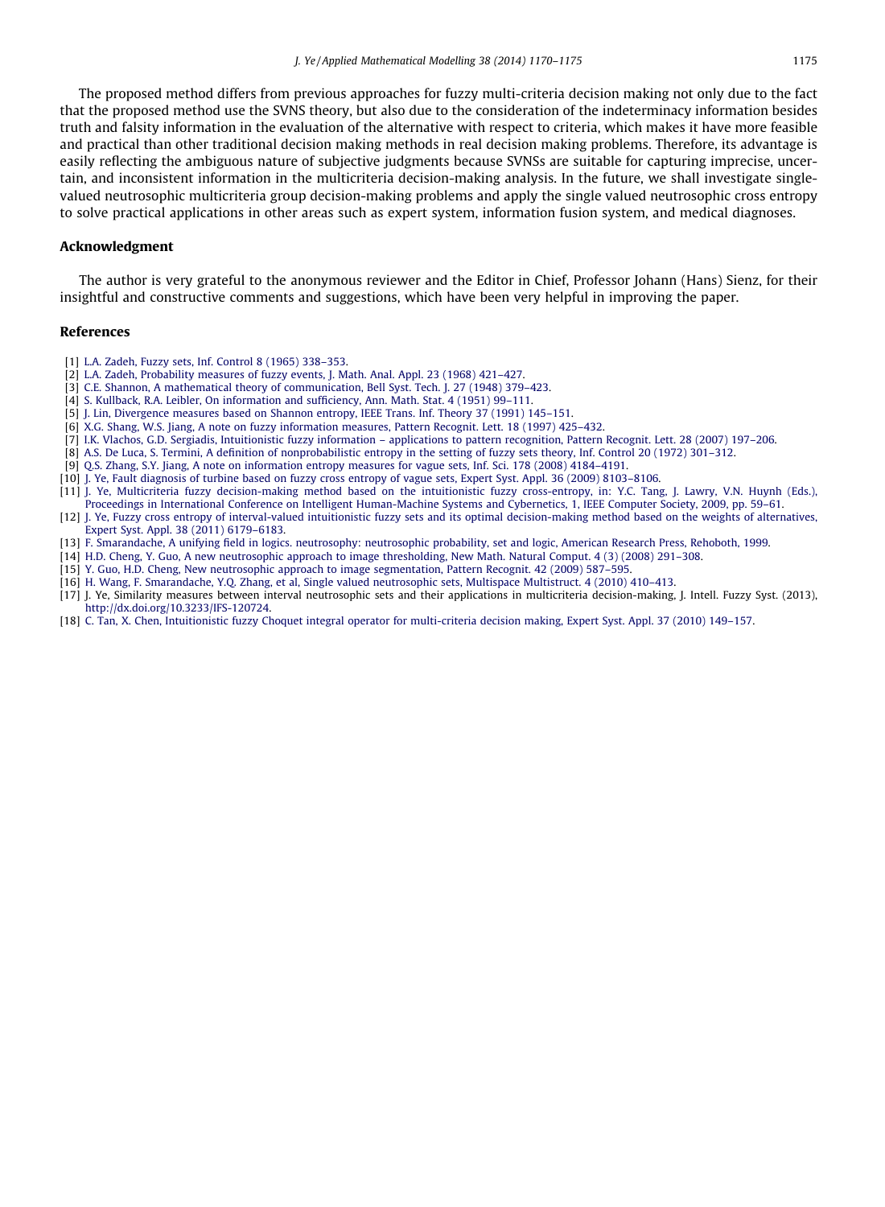The proposed method differs from previous approaches for fuzzy multi-criteria decision making not only due to the fact that the proposed method use the SVNS theory, but also due to the consideration of the indeterminacy information besides truth and falsity information in the evaluation of the alternative with respect to criteria, which makes it have more feasible and practical than other traditional decision making methods in real decision making problems. Therefore, its advantage is easily reflecting the ambiguous nature of subjective judgments because SVNSs are suitable for capturing imprecise, uncertain, and inconsistent information in the multicriteria decision-making analysis. In the future, we shall investigate single-valued neutrosophic multicriteria group decision-making problems and apply the single valued neutrosophic cross entropy to solve practical applications in other areas such as expert system, information fusion system, and medical diagnoses.

## Acknowledgment

The author is very grateful to the anonymous reviewer and the Editor in Chief, Professor Johann (Hans) Sienz, for their insightful and constructive comments and suggestions, which have been very helpful in improving the paper.

## References

[1] L.A. Zadeh, Fuzzy sets, Inf. Control 8 (1965) 338–353.
[2] L.A. Zadeh, Probability measures of fuzzy events, J. Math. Anal. Appl. 23 (1968) 421–427.
[3] C.E. Shannon, A mathematical theory of communication, Bell Syst. Tech. J. 27 (1948) 379–423.
[4] S. Kullback, R.A. Leibler, On information and sufficiency, Ann. Math. Stat. 4 (1951) 99–111.
[5] J. Lin, Divergence measures based on Shannon entropy, IEEE Trans. Inf. Theory 37 (1991) 145–151.
[6] X.G. Shang, W.S. Jiang, A note on fuzzy information measures, Pattern Recognit. Lett. 18 (1997) 425–432.
[7] I.K. Vlachos, G.D. Sergiadis, Intuitionistic fuzzy information – applications to pattern recognition, Pattern Recognit. Lett. 28 (2007) 197–206.
[8] A.S. De Luca, S. Termini, A definition of nonprobabilistic entropy in the setting of fuzzy sets theory, Inf. Control 20 (1972) 301–312.
[9] Q.S. Zhang, S.Y. Jiang, A note on information entropy measures for vague sets, Inf. Sci. 178 (2008) 4184–4191.
[10] J. Ye, Fault diagnosis of turbine based on fuzzy cross entropy of vague sets, Expert Syst. Appl. 36 (2009) 8103–8106.
[11] J. Ye, Multicriteria fuzzy decision-making method based on the intuitionistic fuzzy cross-entropy, in: Y.C. Tang, J. Lawry, V.N. Huynh (Eds.), Proceedings in International Conference on Intelligent Human-Machine Systems and Cybernetics, 1, IEEE Computer Society, 2009, pp. 59–61.
[12] J. Ye, Fuzzy cross entropy of interval-valued intuitionistic fuzzy sets and its optimal decision-making method based on the weights of alternatives, Expert Syst. Appl. 38 (2011) 6179–6183.
[13] F. Smarandache, A unifying field in logics. neutrosophy: neutrosophic probability, set and logic, American Research Press, Rehoboth, 1999.
[14] H.D. Cheng, Y. Guo, A new neutrosophic approach to image thresholding, New Math. Natural Comput. 4 (3) (2008) 291–308.
[15] Y. Guo, H.D. Cheng, New neutrosophic approach to image segmentation, Pattern Recognit. 42 (2009) 587–595.
[16] H. Wang, F. Smarandache, Y.Q. Zhang, et al, Single valued neutrosophic sets, Multispace Multistruct. 4 (2010) 410–413.
[17] J. Ye, Similarity measures between interval neutrosophic sets and their applications in multicriteria decision-making, J. Intell. Fuzzy Syst. (2013), http://dx.doi.org/10.3233/IFS-120724.
[18] C. Tan, X. Chen, Intuitionistic fuzzy Choquet integral operator for multi-criteria decision making, Expert Syst. Appl. 37 (2010) 149–157.